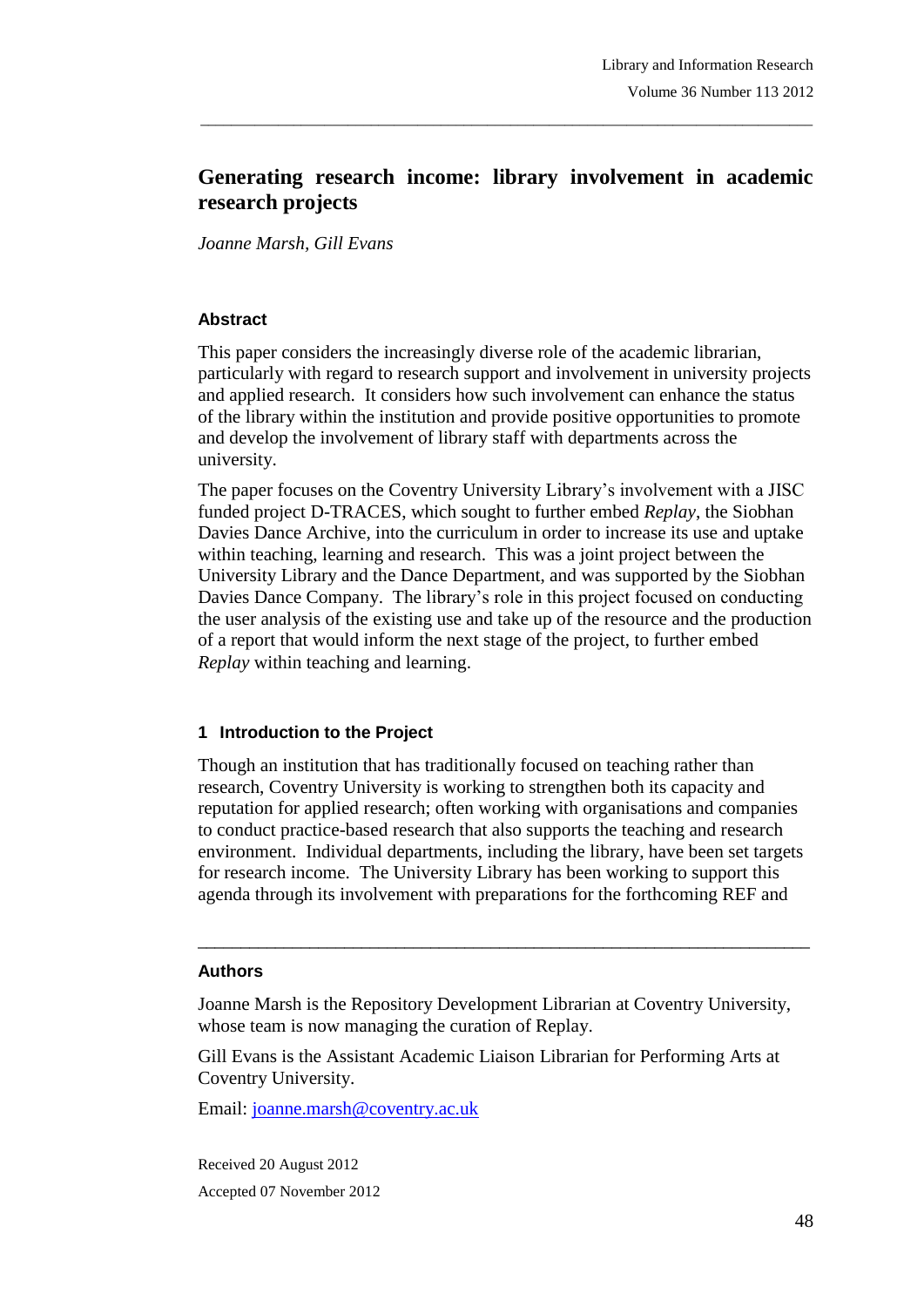# Generating research income: library involvement in academic research projects

*Joanne Marsh, Gill Evans*

### Abstract

This paper considers the increasingly diverse role of the academic librarian, particularly with regard to research support and involvement in university projects and applied research. It considers how such involvement can enhance the status of the library within the institution and provide positive opportunities to promote and develop the involvement of library staff with departments across the university.

The paper focuses on the Coventry University Library's involvement with a JISC funded project D-TRACES, which sought to further embed *Replay*, the Siobhan Davies Dance Archive, into the curriculum in order to increase its use and uptake within teaching, learning and research. This was a joint project between the University Library and the Dance Department, and was supported by the Siobhan Davies Dance Company. The library's role in this project focused on conducting the user analysis of the existing use and take up of the resource and the production of a report that would inform the next stage of the project, to further embed *Replay* within teaching and learning.

## 1 Introduction to the Project

Though an institution that has traditionally focused on teaching rather than research, Coventry University is working to strengthen both its capacity and reputation for applied research; often working with organisations and companies to conduct practice-based research that also supports the teaching and research environment. Individual departments, including the library, have been set targets for research income. The University Library has been working to support this agenda through its involvement with preparations for the forthcoming REF and

---

### Authors

Joanne Marsh is the Repository Development Librarian at Coventry University, whose team is now managing the curation of Replay.

Gill Evans is the Assistant Academic Liaison Librarian for Performing Arts at Coventry University.

Email: joanne.marsh@coventry.ac.uk

Received 20 August 2012

Accepted 07 November 2012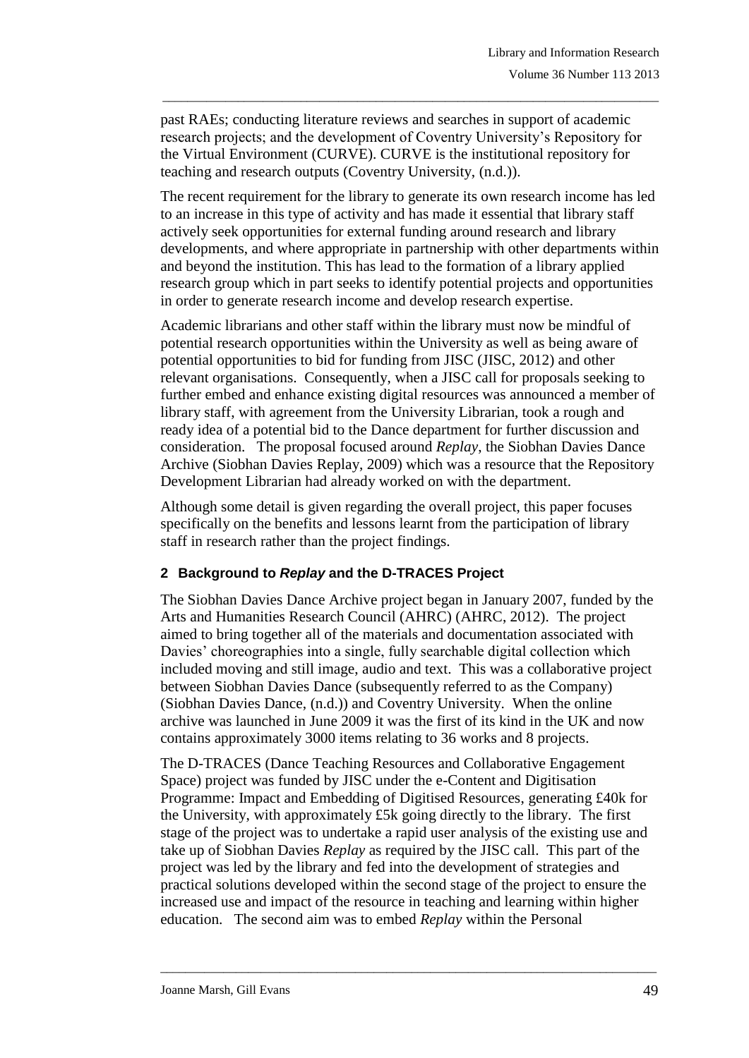past RAEs; conducting literature reviews and searches in support of academic research projects; and the development of Coventry University's Repository for the Virtual Environment (CURVE). CURVE is the institutional repository for teaching and research outputs (Coventry University, (n.d.)).

The recent requirement for the library to generate its own research income has led to an increase in this type of activity and has made it essential that library staff actively seek opportunities for external funding around research and library developments, and where appropriate in partnership with other departments within and beyond the institution. This has lead to the formation of a library applied research group which in part seeks to identify potential projects and opportunities in order to generate research income and develop research expertise.

Academic librarians and other staff within the library must now be mindful of potential research opportunities within the University as well as being aware of potential opportunities to bid for funding from JISC (JISC, 2012) and other relevant organisations. Consequently, when a JISC call for proposals seeking to further embed and enhance existing digital resources was announced a member of library staff, with agreement from the University Librarian, took a rough and ready idea of a potential bid to the Dance department for further discussion and consideration. The proposal focused around *Replay*, the Siobhan Davies Dance Archive (Siobhan Davies Replay, 2009) which was a resource that the Repository Development Librarian had already worked on with the department.

Although some detail is given regarding the overall project, this paper focuses specifically on the benefits and lessons learnt from the participation of library staff in research rather than the project findings.

## 2 Background to *Replay* and the D-TRACES Project

The Siobhan Davies Dance Archive project began in January 2007, funded by the Arts and Humanities Research Council (AHRC) (AHRC, 2012). The project aimed to bring together all of the materials and documentation associated with Davies' choreographies into a single, fully searchable digital collection which included moving and still image, audio and text. This was a collaborative project between Siobhan Davies Dance (subsequently referred to as the Company) (Siobhan Davies Dance, (n.d.)) and Coventry University. When the online archive was launched in June 2009 it was the first of its kind in the UK and now contains approximately 3000 items relating to 36 works and 8 projects.

The D-TRACES (Dance Teaching Resources and Collaborative Engagement Space) project was funded by JISC under the e-Content and Digitisation Programme: Impact and Embedding of Digitised Resources, generating £40k for the University, with approximately £5k going directly to the library. The first stage of the project was to undertake a rapid user analysis of the existing use and take up of Siobhan Davies *Replay* as required by the JISC call. This part of the project was led by the library and fed into the development of strategies and practical solutions developed within the second stage of the project to ensure the increased use and impact of the resource in teaching and learning within higher education. The second aim was to embed *Replay* within the Personal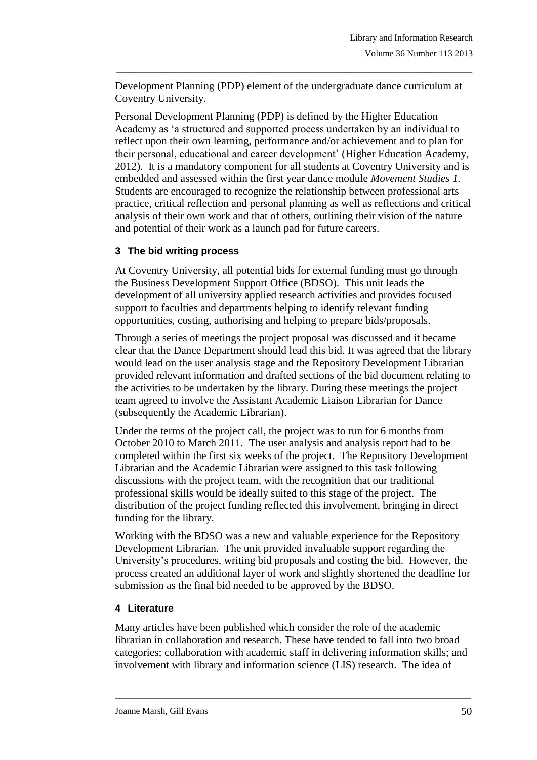Development Planning (PDP) element of the undergraduate dance curriculum at Coventry University.

Personal Development Planning (PDP) is defined by the Higher Education Academy as 'a structured and supported process undertaken by an individual to reflect upon their own learning, performance and/or achievement and to plan for their personal, educational and career development' (Higher Education Academy, 2012). It is a mandatory component for all students at Coventry University and is embedded and assessed within the first year dance module *Movement Studies 1*. Students are encouraged to recognize the relationship between professional arts practice, critical reflection and personal planning as well as reflections and critical analysis of their own work and that of others, outlining their vision of the nature and potential of their work as a launch pad for future careers.

## 3 The bid writing process

At Coventry University, all potential bids for external funding must go through the Business Development Support Office (BDSO). This unit leads the development of all university applied research activities and provides focused support to faculties and departments helping to identify relevant funding opportunities, costing, authorising and helping to prepare bids/proposals.

Through a series of meetings the project proposal was discussed and it became clear that the Dance Department should lead this bid. It was agreed that the library would lead on the user analysis stage and the Repository Development Librarian provided relevant information and drafted sections of the bid document relating to the activities to be undertaken by the library. During these meetings the project team agreed to involve the Assistant Academic Liaison Librarian for Dance (subsequently the Academic Librarian).

Under the terms of the project call, the project was to run for 6 months from October 2010 to March 2011. The user analysis and analysis report had to be completed within the first six weeks of the project. The Repository Development Librarian and the Academic Librarian were assigned to this task following discussions with the project team, with the recognition that our traditional professional skills would be ideally suited to this stage of the project. The distribution of the project funding reflected this involvement, bringing in direct funding for the library.

Working with the BDSO was a new and valuable experience for the Repository Development Librarian. The unit provided invaluable support regarding the University's procedures, writing bid proposals and costing the bid. However, the process created an additional layer of work and slightly shortened the deadline for submission as the final bid needed to be approved by the BDSO.

## 4 Literature

Many articles have been published which consider the role of the academic librarian in collaboration and research. These have tended to fall into two broad categories; collaboration with academic staff in delivering information skills; and involvement with library and information science (LIS) research. The idea of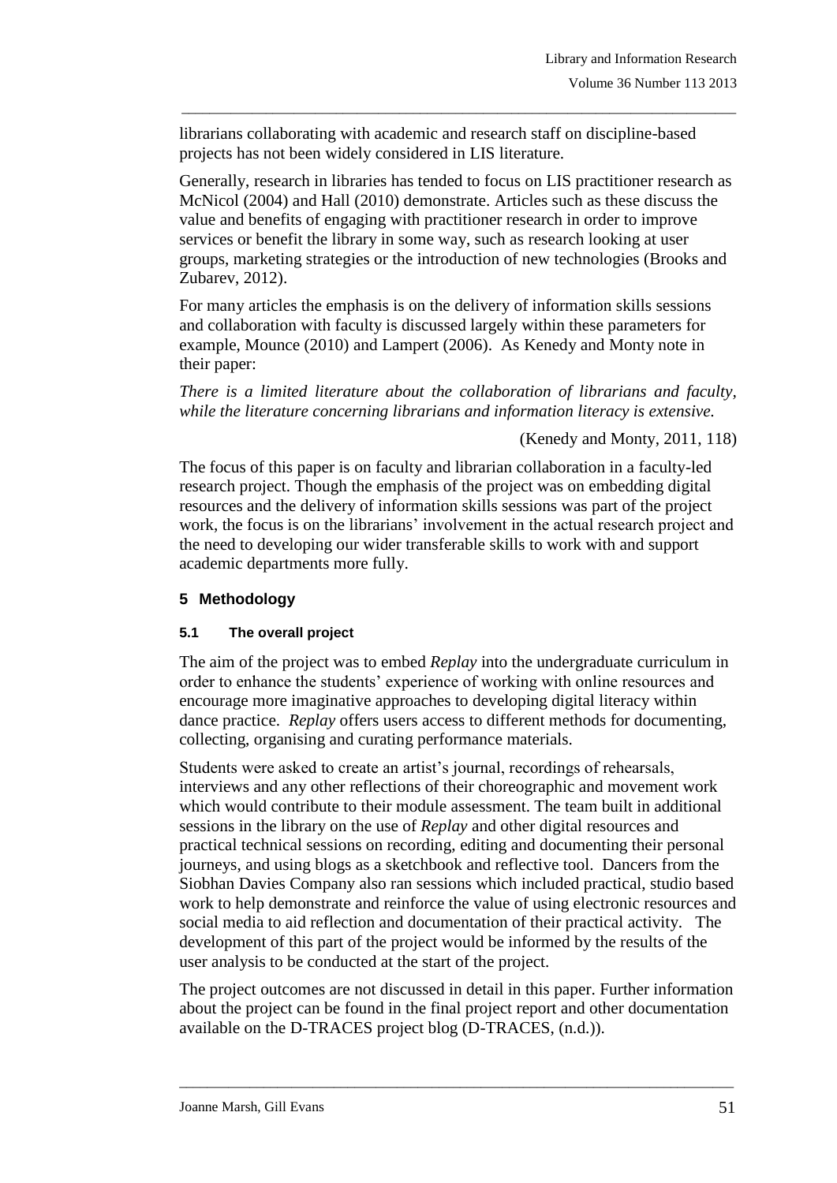librarians collaborating with academic and research staff on discipline-based projects has not been widely considered in LIS literature.

Generally, research in libraries has tended to focus on LIS practitioner research as McNicol (2004) and Hall (2010) demonstrate. Articles such as these discuss the value and benefits of engaging with practitioner research in order to improve services or benefit the library in some way, such as research looking at user groups, marketing strategies or the introduction of new technologies (Brooks and Zubarev, 2012).

For many articles the emphasis is on the delivery of information skills sessions and collaboration with faculty is discussed largely within these parameters for example, Mounce (2010) and Lampert (2006). As Kenedy and Monty note in their paper:

*There is a limited literature about the collaboration of librarians and faculty, while the literature concerning librarians and information literacy is extensive.*

(Kenedy and Monty, 2011, 118)

The focus of this paper is on faculty and librarian collaboration in a faculty-led research project. Though the emphasis of the project was on embedding digital resources and the delivery of information skills sessions was part of the project work, the focus is on the librarians' involvement in the actual research project and the need to developing our wider transferable skills to work with and support academic departments more fully.

## 5 Methodology

### 5.1 The overall project

The aim of the project was to embed *Replay* into the undergraduate curriculum in order to enhance the students' experience of working with online resources and encourage more imaginative approaches to developing digital literacy within dance practice. *Replay* offers users access to different methods for documenting, collecting, organising and curating performance materials.

Students were asked to create an artist's journal, recordings of rehearsals, interviews and any other reflections of their choreographic and movement work which would contribute to their module assessment. The team built in additional sessions in the library on the use of *Replay* and other digital resources and practical technical sessions on recording, editing and documenting their personal journeys, and using blogs as a sketchbook and reflective tool. Dancers from the Siobhan Davies Company also ran sessions which included practical, studio based work to help demonstrate and reinforce the value of using electronic resources and social media to aid reflection and documentation of their practical activity. The development of this part of the project would be informed by the results of the user analysis to be conducted at the start of the project.

The project outcomes are not discussed in detail in this paper. Further information about the project can be found in the final project report and other documentation available on the D-TRACES project blog (D-TRACES, (n.d.)).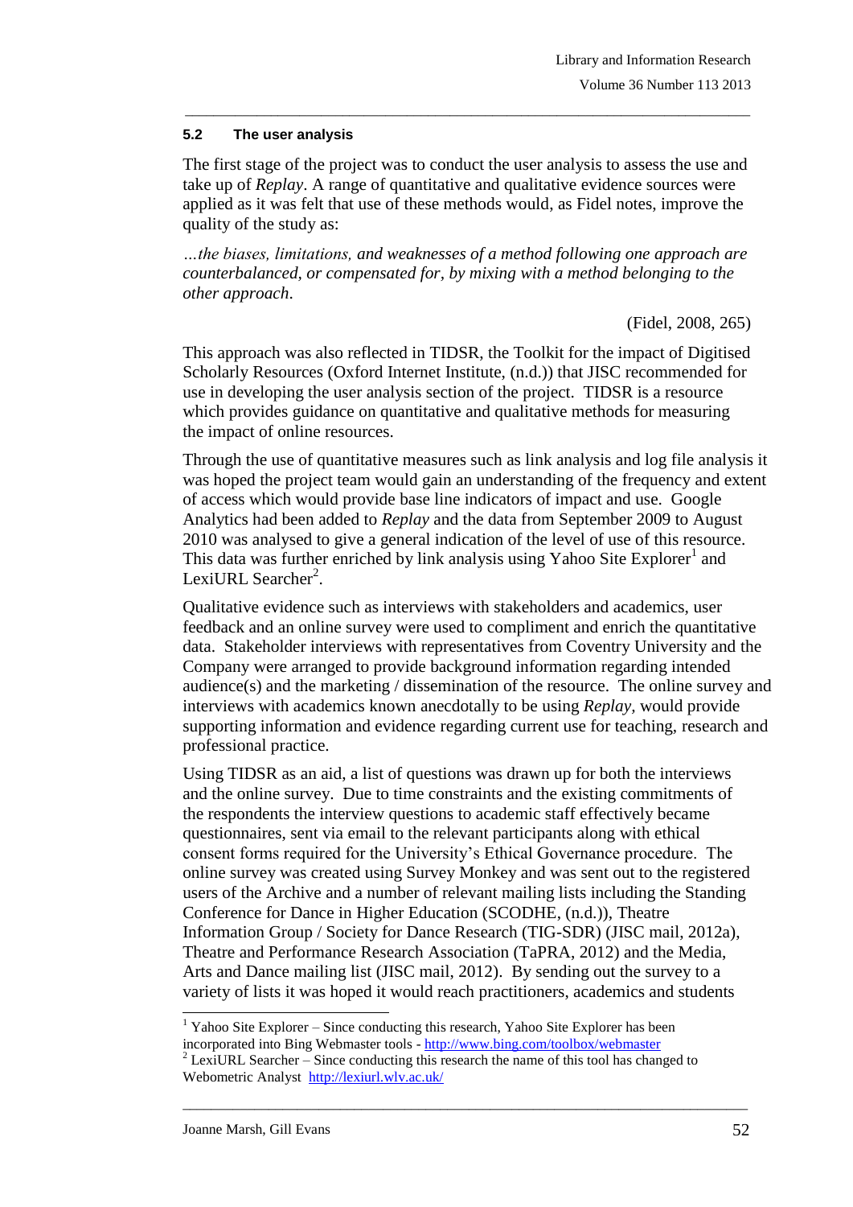### 5.2 The user analysis

The first stage of the project was to conduct the user analysis to assess the use and take up of *Replay*. A range of quantitative and qualitative evidence sources were applied as it was felt that use of these methods would, as Fidel notes, improve the quality of the study as:

*…the biases, limitations, and weaknesses of a method following one approach are counterbalanced, or compensated for, by mixing with a method belonging to the other approach.*

(Fidel, 2008, 265)

This approach was also reflected in TIDSR, the Toolkit for the impact of Digitised Scholarly Resources (Oxford Internet Institute, (n.d.)) that JISC recommended for use in developing the user analysis section of the project. TIDSR is a resource which provides guidance on quantitative and qualitative methods for measuring the impact of online resources.

Through the use of quantitative measures such as link analysis and log file analysis it was hoped the project team would gain an understanding of the frequency and extent of access which would provide base line indicators of impact and use. Google Analytics had been added to *Replay* and the data from September 2009 to August 2010 was analysed to give a general indication of the level of use of this resource. This data was further enriched by link analysis using Yahoo Site Explorer[1] and LexiURL Searcher[2].

Qualitative evidence such as interviews with stakeholders and academics, user feedback and an online survey were used to compliment and enrich the quantitative data. Stakeholder interviews with representatives from Coventry University and the Company were arranged to provide background information regarding intended audience(s) and the marketing / dissemination of the resource. The online survey and interviews with academics known anecdotally to be using *Replay,* would provide supporting information and evidence regarding current use for teaching, research and professional practice.

Using TIDSR as an aid, a list of questions was drawn up for both the interviews and the online survey. Due to time constraints and the existing commitments of the respondents the interview questions to academic staff effectively became questionnaires, sent via email to the relevant participants along with ethical consent forms required for the University's Ethical Governance procedure. The online survey was created using Survey Monkey and was sent out to the registered users of the Archive and a number of relevant mailing lists including the Standing Conference for Dance in Higher Education (SCODHE, (n.d.)), Theatre Information Group / Society for Dance Research (TIG-SDR) (JISC mail, 2012a), Theatre and Performance Research Association (TaPRA, 2012) and the Media, Arts and Dance mailing list (JISC mail, 2012). By sending out the survey to a variety of lists it was hoped it would reach practitioners, academics and students

---

[1] Yahoo Site Explorer – Since conducting this research, Yahoo Site Explorer has been incorporated into Bing Webmaster tools - http://www.bing.com/toolbox/webmaster

[2] LexiURL Searcher – Since conducting this research the name of this tool has changed to Webometric Analyst http://lexiurl.wlv.ac.uk/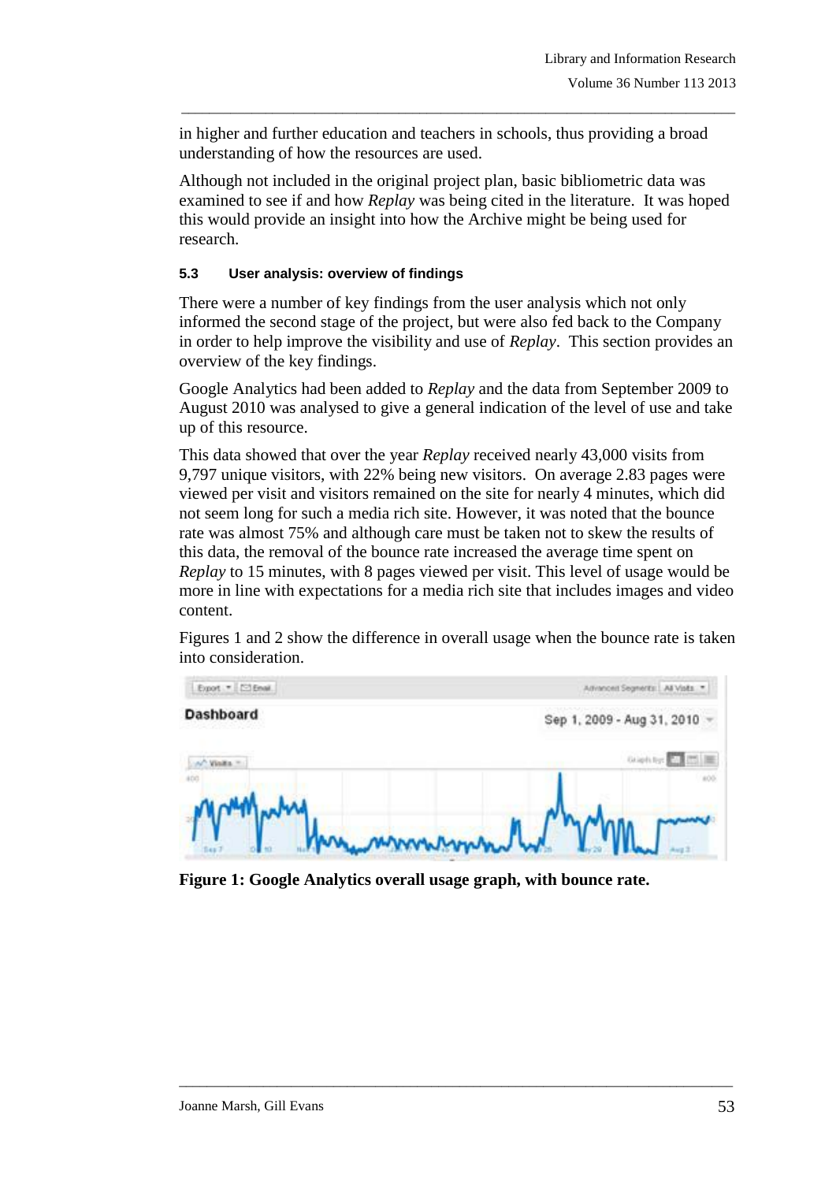in higher and further education and teachers in schools, thus providing a broad understanding of how the resources are used.

Although not included in the original project plan, basic bibliometric data was examined to see if and how *Replay* was being cited in the literature. It was hoped this would provide an insight into how the Archive might be being used for research.

#### 5.3 User analysis: overview of findings

There were a number of key findings from the user analysis which not only informed the second stage of the project, but were also fed back to the Company in order to help improve the visibility and use of *Replay*. This section provides an overview of the key findings.

Google Analytics had been added to *Replay* and the data from September 2009 to August 2010 was analysed to give a general indication of the level of use and take up of this resource.

This data showed that over the year *Replay* received nearly 43,000 visits from 9,797 unique visitors, with 22% being new visitors. On average 2.83 pages were viewed per visit and visitors remained on the site for nearly 4 minutes, which did not seem long for such a media rich site. However, it was noted that the bounce rate was almost 75% and although care must be taken not to skew the results of this data, the removal of the bounce rate increased the average time spent on *Replay* to 15 minutes, with 8 pages viewed per visit. This level of usage would be more in line with expectations for a media rich site that includes images and video content.

Figures 1 and 2 show the difference in overall usage when the bounce rate is taken into consideration.

**Figure 1: Google Analytics overall usage graph, with bounce rate.**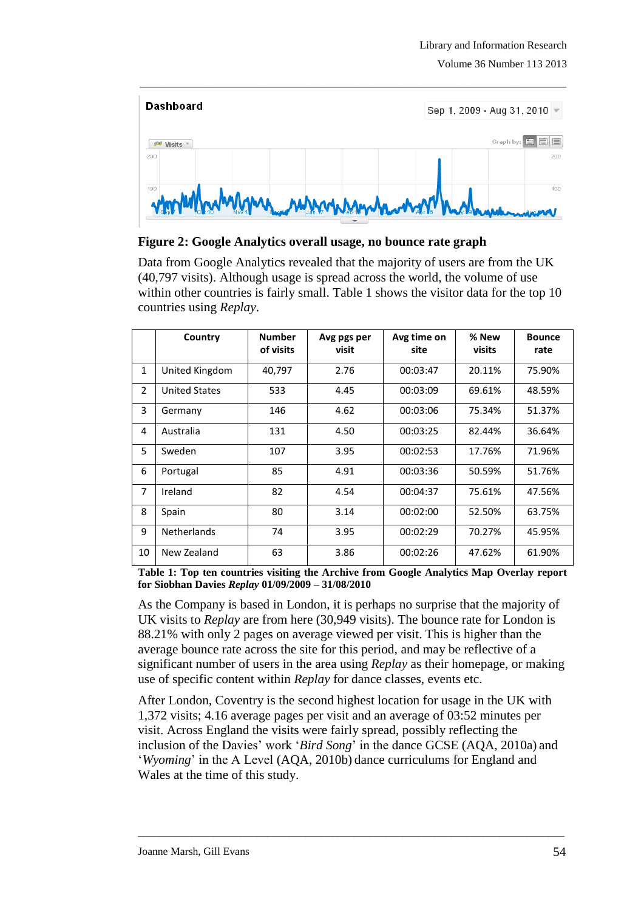**Figure 2: Google Analytics overall usage, no bounce rate graph**

Data from Google Analytics revealed that the majority of users are from the UK (40,797 visits). Although usage is spread across the world, the volume of use within other countries is fairly small. Table 1 shows the visitor data for the top 10 countries using *Replay*.

| | Country | Number of visits | Avg pgs per visit | Avg time on site | % New visits | Bounce rate |
|---|---|---|---|---|---|---|
| 1 | United Kingdom | 40,797 | 2.76 | 00:03:47 | 20.11% | 75.90% |
| 2 | United States | 533 | 4.45 | 00:03:09 | 69.61% | 48.59% |
| 3 | Germany | 146 | 4.62 | 00:03:06 | 75.34% | 51.37% |
| 4 | Australia | 131 | 4.50 | 00:03:25 | 82.44% | 36.64% |
| 5 | Sweden | 107 | 3.95 | 00:02:53 | 17.76% | 71.96% |
| 6 | Portugal | 85 | 4.91 | 00:03:36 | 50.59% | 51.76% |
| 7 | Ireland | 82 | 4.54 | 00:04:37 | 75.61% | 47.56% |
| 8 | Spain | 80 | 3.14 | 00:02:00 | 52.50% | 63.75% |
| 9 | Netherlands | 74 | 3.95 | 00:02:29 | 70.27% | 45.95% |
| 10 | New Zealand | 63 | 3.86 | 00:02:26 | 47.62% | 61.90% |

**Table 1: Top ten countries visiting the Archive from Google Analytics Map Overlay report for Siobhan Davies *Replay* 01/09/2009 – 31/08/2010**

As the Company is based in London, it is perhaps no surprise that the majority of UK visits to *Replay* are from here (30,949 visits). The bounce rate for London is 88.21% with only 2 pages on average viewed per visit. This is higher than the average bounce rate across the site for this period, and may be reflective of a significant number of users in the area using *Replay* as their homepage, or making use of specific content within *Replay* for dance classes, events etc.

After London, Coventry is the second highest location for usage in the UK with 1,372 visits; 4.16 average pages per visit and an average of 03:52 minutes per visit. Across England the visits were fairly spread, possibly reflecting the inclusion of the Davies' work '*Bird Song*' in the dance GCSE (AQA, 2010a) and '*Wyoming*' in the A Level (AQA, 2010b) dance curriculums for England and Wales at the time of this study.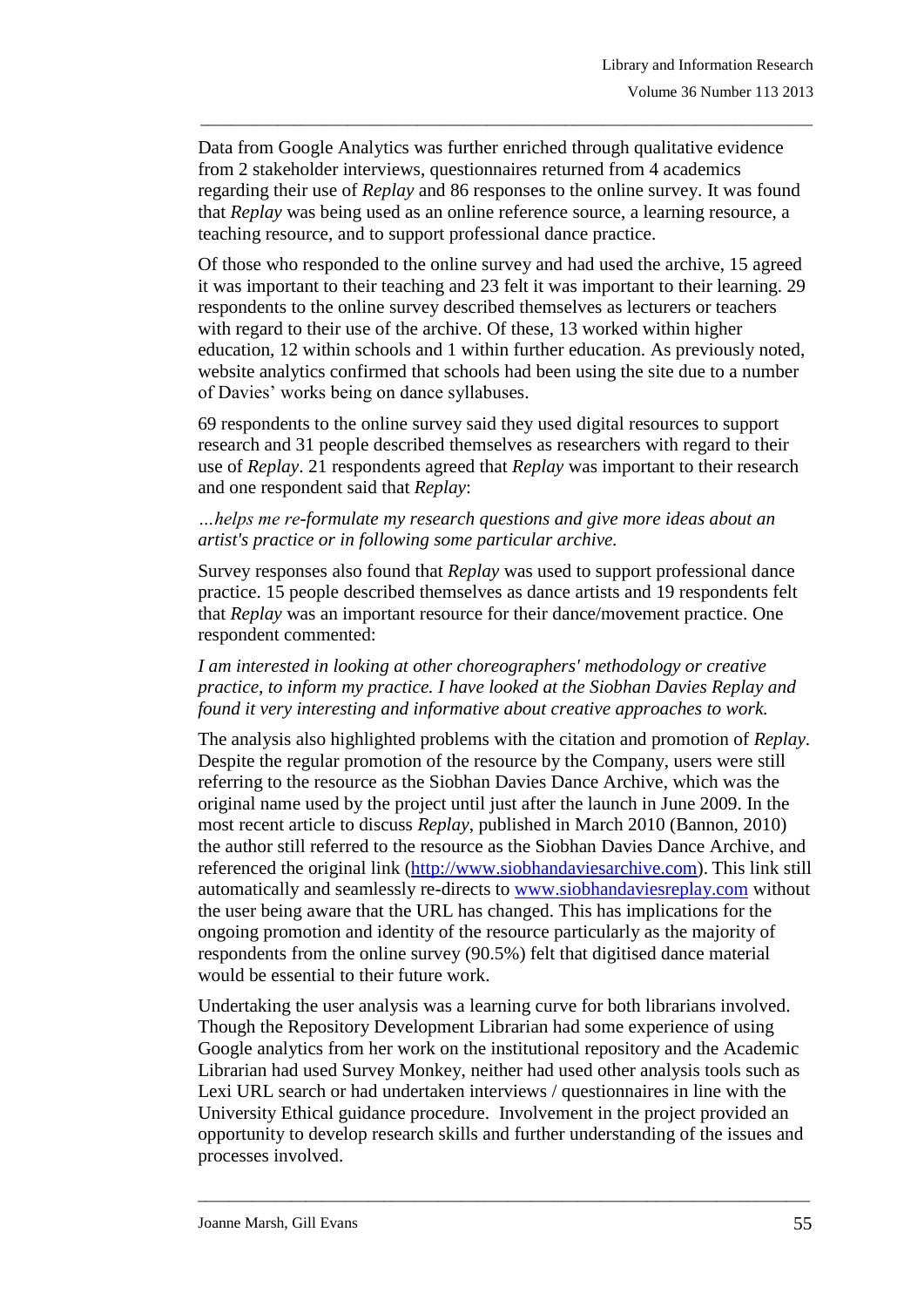Data from Google Analytics was further enriched through qualitative evidence from 2 stakeholder interviews, questionnaires returned from 4 academics regarding their use of *Replay* and 86 responses to the online survey. It was found that *Replay* was being used as an online reference source, a learning resource, a teaching resource, and to support professional dance practice.

Of those who responded to the online survey and had used the archive, 15 agreed it was important to their teaching and 23 felt it was important to their learning. 29 respondents to the online survey described themselves as lecturers or teachers with regard to their use of the archive. Of these, 13 worked within higher education, 12 within schools and 1 within further education. As previously noted, website analytics confirmed that schools had been using the site due to a number of Davies' works being on dance syllabuses.

69 respondents to the online survey said they used digital resources to support research and 31 people described themselves as researchers with regard to their use of *Replay*. 21 respondents agreed that *Replay* was important to their research and one respondent said that *Replay*:

*…helps me re-formulate my research questions and give more ideas about an artist's practice or in following some particular archive.*

Survey responses also found that *Replay* was used to support professional dance practice. 15 people described themselves as dance artists and 19 respondents felt that *Replay* was an important resource for their dance/movement practice. One respondent commented:

*I am interested in looking at other choreographers' methodology or creative practice, to inform my practice. I have looked at the Siobhan Davies Replay and found it very interesting and informative about creative approaches to work.*

The analysis also highlighted problems with the citation and promotion of *Replay*. Despite the regular promotion of the resource by the Company, users were still referring to the resource as the Siobhan Davies Dance Archive, which was the original name used by the project until just after the launch in June 2009. In the most recent article to discuss *Replay*, published in March 2010 (Bannon, 2010) the author still referred to the resource as the Siobhan Davies Dance Archive, and referenced the original link (http://www.siobhandaviesarchive.com). This link still automatically and seamlessly re-directs to www.siobhandaviesreplay.com without the user being aware that the URL has changed. This has implications for the ongoing promotion and identity of the resource particularly as the majority of respondents from the online survey (90.5%) felt that digitised dance material would be essential to their future work.

Undertaking the user analysis was a learning curve for both librarians involved. Though the Repository Development Librarian had some experience of using Google analytics from her work on the institutional repository and the Academic Librarian had used Survey Monkey, neither had used other analysis tools such as Lexi URL search or had undertaken interviews / questionnaires in line with the University Ethical guidance procedure. Involvement in the project provided an opportunity to develop research skills and further understanding of the issues and processes involved.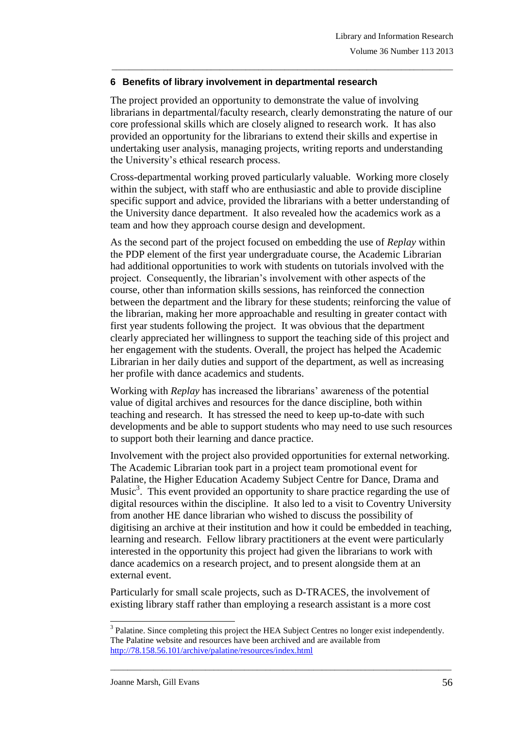## 6 Benefits of library involvement in departmental research

The project provided an opportunity to demonstrate the value of involving librarians in departmental/faculty research, clearly demonstrating the nature of our core professional skills which are closely aligned to research work. It has also provided an opportunity for the librarians to extend their skills and expertise in undertaking user analysis, managing projects, writing reports and understanding the University's ethical research process.

Cross-departmental working proved particularly valuable. Working more closely within the subject, with staff who are enthusiastic and able to provide discipline specific support and advice, provided the librarians with a better understanding of the University dance department. It also revealed how the academics work as a team and how they approach course design and development.

As the second part of the project focused on embedding the use of *Replay* within the PDP element of the first year undergraduate course, the Academic Librarian had additional opportunities to work with students on tutorials involved with the project. Consequently, the librarian's involvement with other aspects of the course, other than information skills sessions, has reinforced the connection between the department and the library for these students; reinforcing the value of the librarian, making her more approachable and resulting in greater contact with first year students following the project. It was obvious that the department clearly appreciated her willingness to support the teaching side of this project and her engagement with the students. Overall, the project has helped the Academic Librarian in her daily duties and support of the department, as well as increasing her profile with dance academics and students.

Working with *Replay* has increased the librarians' awareness of the potential value of digital archives and resources for the dance discipline, both within teaching and research. It has stressed the need to keep up-to-date with such developments and be able to support students who may need to use such resources to support both their learning and dance practice.

Involvement with the project also provided opportunities for external networking. The Academic Librarian took part in a project team promotional event for Palatine, the Higher Education Academy Subject Centre for Dance, Drama and Music[3]. This event provided an opportunity to share practice regarding the use of digital resources within the discipline. It also led to a visit to Coventry University from another HE dance librarian who wished to discuss the possibility of digitising an archive at their institution and how it could be embedded in teaching, learning and research. Fellow library practitioners at the event were particularly interested in the opportunity this project had given the librarians to work with dance academics on a research project, and to present alongside them at an external event.

Particularly for small scale projects, such as D-TRACES, the involvement of existing library staff rather than employing a research assistant is a more cost

[3] Palatine. Since completing this project the HEA Subject Centres no longer exist independently. The Palatine website and resources have been archived and are available from http://78.158.56.101/archive/palatine/resources/index.html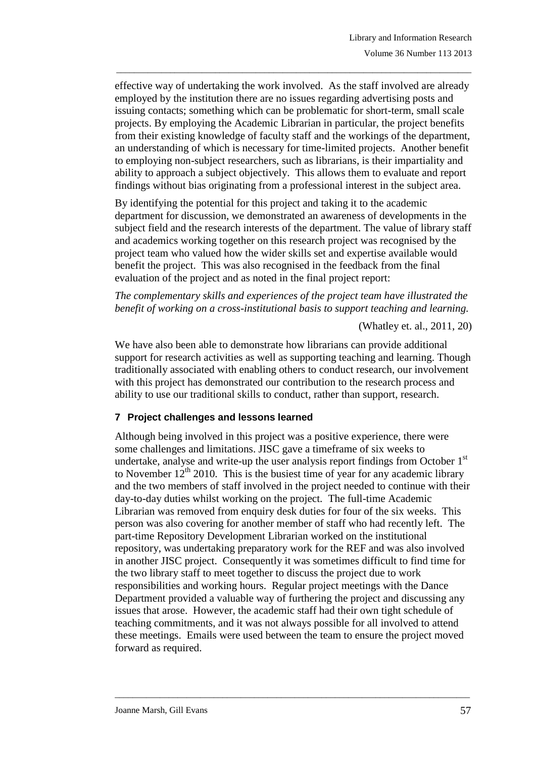effective way of undertaking the work involved. As the staff involved are already employed by the institution there are no issues regarding advertising posts and issuing contacts; something which can be problematic for short-term, small scale projects. By employing the Academic Librarian in particular, the project benefits from their existing knowledge of faculty staff and the workings of the department, an understanding of which is necessary for time-limited projects. Another benefit to employing non-subject researchers, such as librarians, is their impartiality and ability to approach a subject objectively. This allows them to evaluate and report findings without bias originating from a professional interest in the subject area.

By identifying the potential for this project and taking it to the academic department for discussion, we demonstrated an awareness of developments in the subject field and the research interests of the department. The value of library staff and academics working together on this research project was recognised by the project team who valued how the wider skills set and expertise available would benefit the project. This was also recognised in the feedback from the final evaluation of the project and as noted in the final project report:

*The complementary skills and experiences of the project team have illustrated the benefit of working on a cross-institutional basis to support teaching and learning.*

(Whatley et. al., 2011, 20)

We have also been able to demonstrate how librarians can provide additional support for research activities as well as supporting teaching and learning. Though traditionally associated with enabling others to conduct research, our involvement with this project has demonstrated our contribution to the research process and ability to use our traditional skills to conduct, rather than support, research.

## 7 Project challenges and lessons learned

Although being involved in this project was a positive experience, there were some challenges and limitations. JISC gave a timeframe of six weeks to undertake, analyse and write-up the user analysis report findings from October 1st to November 12th 2010. This is the busiest time of year for any academic library and the two members of staff involved in the project needed to continue with their day-to-day duties whilst working on the project. The full-time Academic Librarian was removed from enquiry desk duties for four of the six weeks. This person was also covering for another member of staff who had recently left. The part-time Repository Development Librarian worked on the institutional repository, was undertaking preparatory work for the REF and was also involved in another JISC project. Consequently it was sometimes difficult to find time for the two library staff to meet together to discuss the project due to work responsibilities and working hours. Regular project meetings with the Dance Department provided a valuable way of furthering the project and discussing any issues that arose. However, the academic staff had their own tight schedule of teaching commitments, and it was not always possible for all involved to attend these meetings. Emails were used between the team to ensure the project moved forward as required.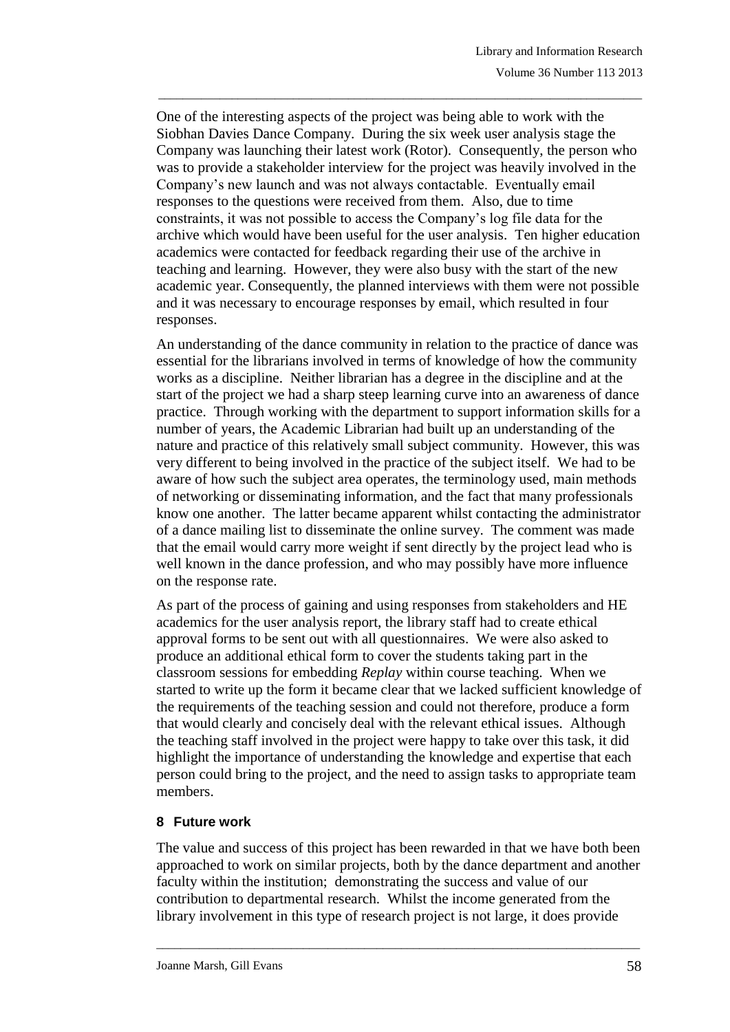One of the interesting aspects of the project was being able to work with the Siobhan Davies Dance Company. During the six week user analysis stage the Company was launching their latest work (Rotor). Consequently, the person who was to provide a stakeholder interview for the project was heavily involved in the Company's new launch and was not always contactable. Eventually email responses to the questions were received from them. Also, due to time constraints, it was not possible to access the Company's log file data for the archive which would have been useful for the user analysis. Ten higher education academics were contacted for feedback regarding their use of the archive in teaching and learning. However, they were also busy with the start of the new academic year. Consequently, the planned interviews with them were not possible and it was necessary to encourage responses by email, which resulted in four responses.

An understanding of the dance community in relation to the practice of dance was essential for the librarians involved in terms of knowledge of how the community works as a discipline. Neither librarian has a degree in the discipline and at the start of the project we had a sharp steep learning curve into an awareness of dance practice. Through working with the department to support information skills for a number of years, the Academic Librarian had built up an understanding of the nature and practice of this relatively small subject community. However, this was very different to being involved in the practice of the subject itself. We had to be aware of how such the subject area operates, the terminology used, main methods of networking or disseminating information, and the fact that many professionals know one another. The latter became apparent whilst contacting the administrator of a dance mailing list to disseminate the online survey. The comment was made that the email would carry more weight if sent directly by the project lead who is well known in the dance profession, and who may possibly have more influence on the response rate.

As part of the process of gaining and using responses from stakeholders and HE academics for the user analysis report, the library staff had to create ethical approval forms to be sent out with all questionnaires. We were also asked to produce an additional ethical form to cover the students taking part in the classroom sessions for embedding *Replay* within course teaching. When we started to write up the form it became clear that we lacked sufficient knowledge of the requirements of the teaching session and could not therefore, produce a form that would clearly and concisely deal with the relevant ethical issues. Although the teaching staff involved in the project were happy to take over this task, it did highlight the importance of understanding the knowledge and expertise that each person could bring to the project, and the need to assign tasks to appropriate team members.

## 8 Future work

The value and success of this project has been rewarded in that we have both been approached to work on similar projects, both by the dance department and another faculty within the institution; demonstrating the success and value of our contribution to departmental research. Whilst the income generated from the library involvement in this type of research project is not large, it does provide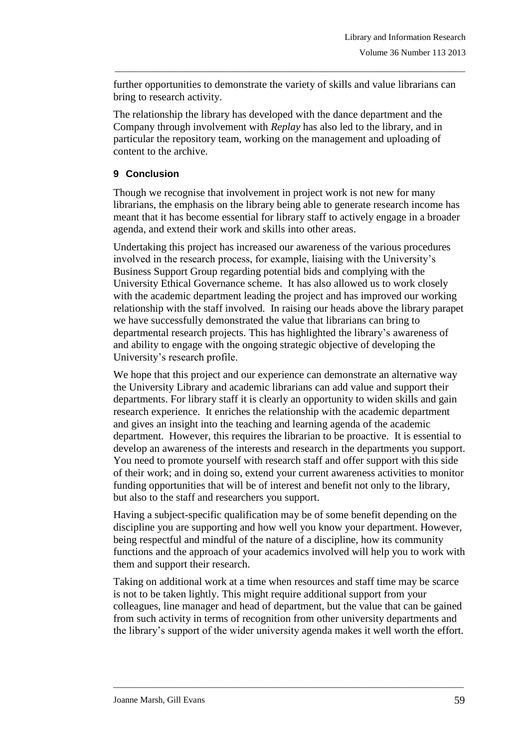further opportunities to demonstrate the variety of skills and value librarians can bring to research activity.

The relationship the library has developed with the dance department and the Company through involvement with *Replay* has also led to the library, and in particular the repository team, working on the management and uploading of content to the archive.

## 9 Conclusion

Though we recognise that involvement in project work is not new for many librarians, the emphasis on the library being able to generate research income has meant that it has become essential for library staff to actively engage in a broader agenda, and extend their work and skills into other areas.

Undertaking this project has increased our awareness of the various procedures involved in the research process, for example, liaising with the University's Business Support Group regarding potential bids and complying with the University Ethical Governance scheme. It has also allowed us to work closely with the academic department leading the project and has improved our working relationship with the staff involved. In raising our heads above the library parapet we have successfully demonstrated the value that librarians can bring to departmental research projects. This has highlighted the library's awareness of and ability to engage with the ongoing strategic objective of developing the University's research profile.

We hope that this project and our experience can demonstrate an alternative way the University Library and academic librarians can add value and support their departments. For library staff it is clearly an opportunity to widen skills and gain research experience. It enriches the relationship with the academic department and gives an insight into the teaching and learning agenda of the academic department. However, this requires the librarian to be proactive. It is essential to develop an awareness of the interests and research in the departments you support. You need to promote yourself with research staff and offer support with this side of their work; and in doing so, extend your current awareness activities to monitor funding opportunities that will be of interest and benefit not only to the library, but also to the staff and researchers you support.

Having a subject-specific qualification may be of some benefit depending on the discipline you are supporting and how well you know your department. However, being respectful and mindful of the nature of a discipline, how its community functions and the approach of your academics involved will help you to work with them and support their research.

Taking on additional work at a time when resources and staff time may be scarce is not to be taken lightly. This might require additional support from your colleagues, line manager and head of department, but the value that can be gained from such activity in terms of recognition from other university departments and the library's support of the wider university agenda makes it well worth the effort.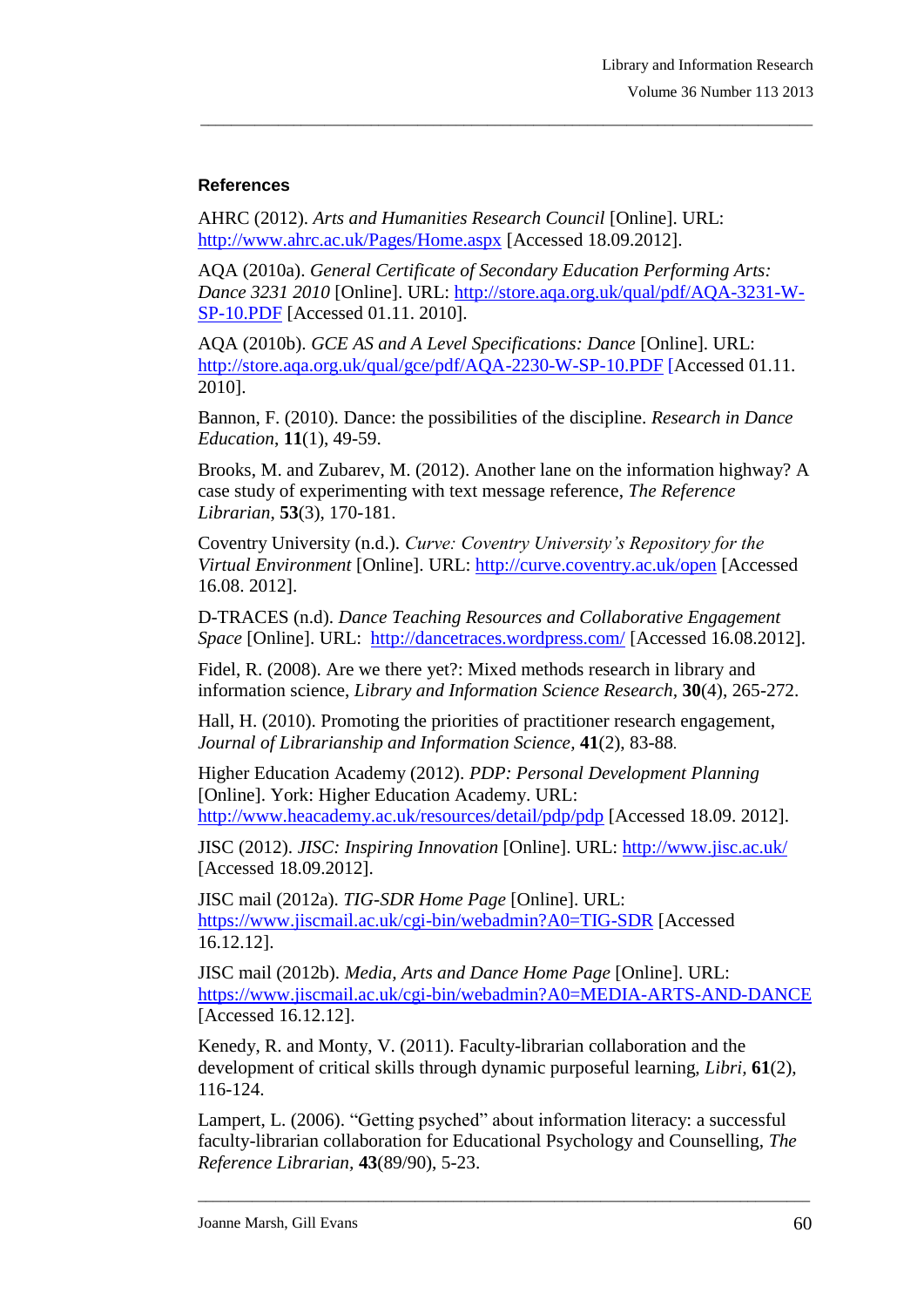## References

AHRC (2012). *Arts and Humanities Research Council* [Online]. URL: http://www.ahrc.ac.uk/Pages/Home.aspx [Accessed 18.09.2012].

AQA (2010a). *General Certificate of Secondary Education Performing Arts: Dance 3231 2010* [Online]. URL: http://store.aqa.org.uk/qual/pdf/AQA-3231-W-SP-10.PDF [Accessed 01.11. 2010].

AQA (2010b). *GCE AS and A Level Specifications: Dance* [Online]. URL: http://store.aqa.org.uk/qual/gce/pdf/AQA-2230-W-SP-10.PDF [Accessed 01.11. 2010].

Bannon, F. (2010). Dance: the possibilities of the discipline. *Research in Dance Education*, **11**(1), 49-59.

Brooks, M. and Zubarev, M. (2012). Another lane on the information highway? A case study of experimenting with text message reference, *The Reference Librarian*, **53**(3), 170-181.

Coventry University (n.d.). *Curve: Coventry University's Repository for the Virtual Environment* [Online]. URL: http://curve.coventry.ac.uk/open [Accessed 16.08. 2012].

D-TRACES (n.d). *Dance Teaching Resources and Collaborative Engagement Space* [Online]. URL: http://dancetraces.wordpress.com/ [Accessed 16.08.2012].

Fidel, R. (2008). Are we there yet?: Mixed methods research in library and information science, *Library and Information Science Research*, **30**(4), 265-272.

Hall, H. (2010). Promoting the priorities of practitioner research engagement, *Journal of Librarianship and Information Science*, **41**(2), 83-88.

Higher Education Academy (2012). *PDP: Personal Development Planning* [Online]. York: Higher Education Academy. URL: http://www.heacademy.ac.uk/resources/detail/pdp/pdp [Accessed 18.09. 2012].

JISC (2012). *JISC: Inspiring Innovation* [Online]. URL: http://www.jisc.ac.uk/ [Accessed 18.09.2012].

JISC mail (2012a). *TIG-SDR Home Page* [Online]. URL: https://www.jiscmail.ac.uk/cgi-bin/webadmin?A0=TIG-SDR [Accessed 16.12.12].

JISC mail (2012b). *Media, Arts and Dance Home Page* [Online]. URL: https://www.jiscmail.ac.uk/cgi-bin/webadmin?A0=MEDIA-ARTS-AND-DANCE [Accessed 16.12.12].

Kenedy, R. and Monty, V. (2011). Faculty-librarian collaboration and the development of critical skills through dynamic purposeful learning, *Libri*, **61**(2), 116-124.

Lampert, L. (2006). "Getting psyched" about information literacy: a successful faculty-librarian collaboration for Educational Psychology and Counselling, *The Reference Librarian*, **43**(89/90), 5-23.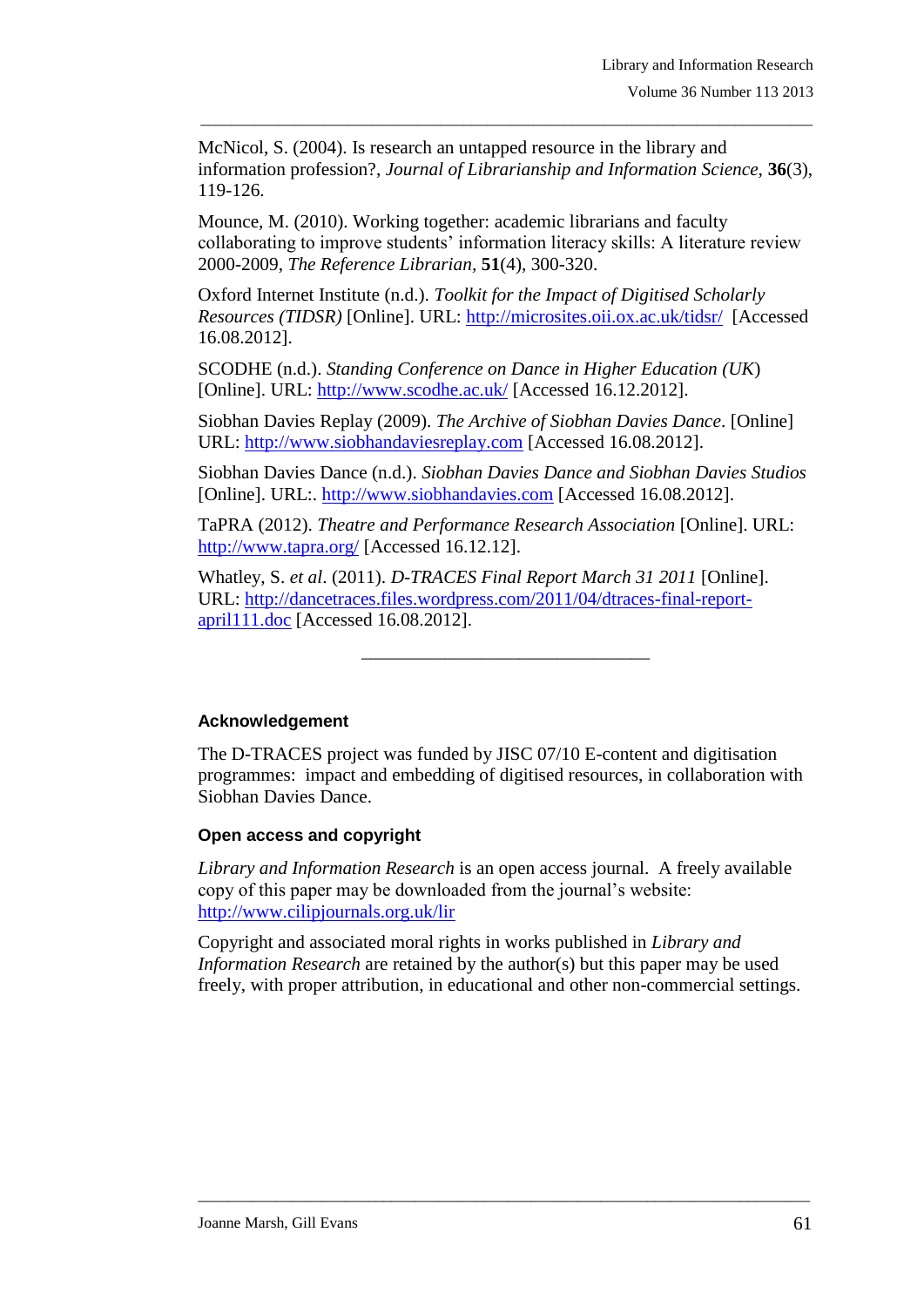McNicol, S. (2004). Is research an untapped resource in the library and information profession?, *Journal of Librarianship and Information Science*, **36**(3), 119-126.

Mounce, M. (2010). Working together: academic librarians and faculty collaborating to improve students' information literacy skills: A literature review 2000-2009, *The Reference Librarian*, **51**(4), 300-320.

Oxford Internet Institute (n.d.). *Toolkit for the Impact of Digitised Scholarly Resources (TIDSR)* [Online]. URL: http://microsites.oii.ox.ac.uk/tidsr/ [Accessed 16.08.2012].

SCODHE (n.d.). *Standing Conference on Dance in Higher Education (UK)* [Online]. URL: http://www.scodhe.ac.uk/ [Accessed 16.12.2012].

Siobhan Davies Replay (2009). *The Archive of Siobhan Davies Dance*. [Online] URL: http://www.siobhandaviesreplay.com [Accessed 16.08.2012].

Siobhan Davies Dance (n.d.). *Siobhan Davies Dance and Siobhan Davies Studios* [Online]. URL:. http://www.siobhandavies.com [Accessed 16.08.2012].

TaPRA (2012). *Theatre and Performance Research Association* [Online]. URL: http://www.tapra.org/ [Accessed 16.12.12].

Whatley, S. *et al*. (2011). *D-TRACES Final Report March 31 2011* [Online]. URL: http://dancetraces.files.wordpress.com/2011/04/dtraces-final-report-april111.doc [Accessed 16.08.2012].

---

#### Acknowledgement

The D-TRACES project was funded by JISC 07/10 E-content and digitisation programmes: impact and embedding of digitised resources, in collaboration with Siobhan Davies Dance.

#### Open access and copyright

*Library and Information Research* is an open access journal. A freely available copy of this paper may be downloaded from the journal's website: http://www.cilipjournals.org.uk/lir

Copyright and associated moral rights in works published in *Library and Information Research* are retained by the author(s) but this paper may be used freely, with proper attribution, in educational and other non-commercial settings.